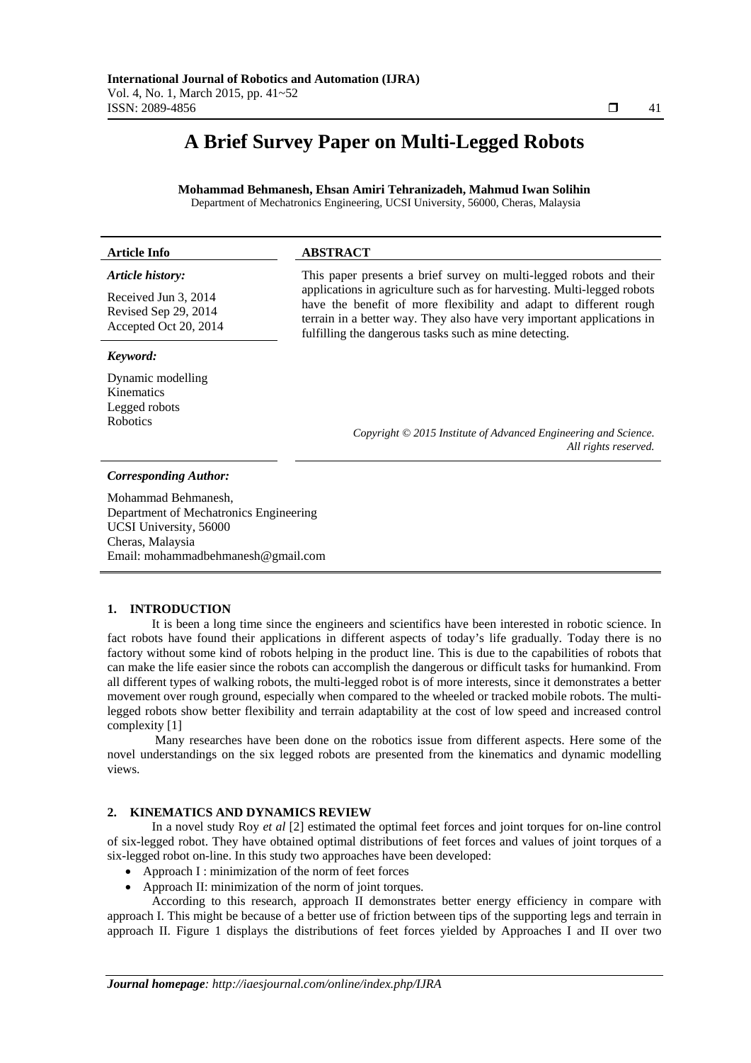# A Brief Survey Paper on Multi-Legged Robots

**Mohammad Behmanesh, Ehsan Amiri Tehranizadeh, Mahmud Iwan Solihin**

Department of Mechatronics Engineering, UCSI University, 56000, Cheras, Malaysia

| **Article Info** | **ABSTRACT** |
|---|---|
| ***Article history:***<br>Received Jun 3, 2014<br>Revised Sep 29, 2014<br>Accepted Oct 20, 2014 | This paper presents a brief survey on multi-legged robots and their applications in agriculture such as for harvesting. Multi-legged robots have the benefit of more flexibility and adapt to different rough terrain in a better way. They also have very important applications in fulfilling the dangerous tasks such as mine detecting. |
| ***Keyword:***<br>Dynamic modelling<br>Kinematics<br>Legged robots<br>Robotics | *Copyright © 2015 Institute of Advanced Engineering and Science. All rights reserved.* |

***Corresponding Author:***

Mohammad Behmanesh,
Department of Mechatronics Engineering
UCSI University, 56000
Cheras, Malaysia
Email: mohammadbehmanesh@gmail.com

## 1. INTRODUCTION

It is been a long time since the engineers and scientifics have been interested in robotic science. In fact robots have found their applications in different aspects of today's life gradually. Today there is no factory without some kind of robots helping in the product line. This is due to the capabilities of robots that can make the life easier since the robots can accomplish the dangerous or difficult tasks for humankind. From all different types of walking robots, the multi-legged robot is of more interests, since it demonstrates a better movement over rough ground, especially when compared to the wheeled or tracked mobile robots. The multi-legged robots show better flexibility and terrain adaptability at the cost of low speed and increased control complexity [1]

Many researches have been done on the robotics issue from different aspects. Here some of the novel understandings on the six legged robots are presented from the kinematics and dynamic modelling views.

## 2. KINEMATICS AND DYNAMICS REVIEW

In a novel study Roy *et al* [2] estimated the optimal feet forces and joint torques for on-line control of six-legged robot. They have obtained optimal distributions of feet forces and values of joint torques of a six-legged robot on-line. In this study two approaches have been developed:

- Approach I : minimization of the norm of feet forces
- Approach II: minimization of the norm of joint torques.

According to this research, approach II demonstrates better energy efficiency in compare with approach I. This might be because of a better use of friction between tips of the supporting legs and terrain in approach II. Figure 1 displays the distributions of feet forces yielded by Approaches I and II over two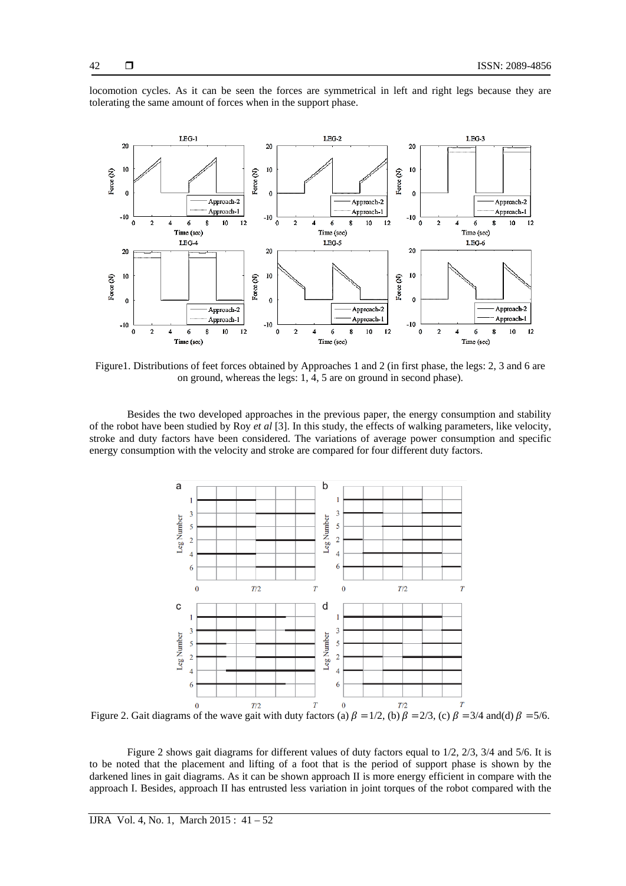locomotion cycles. As it can be seen the forces are symmetrical in left and right legs because they are tolerating the same amount of forces when in the support phase.

Figure1. Distributions of feet forces obtained by Approaches 1 and 2 (in first phase, the legs: 2, 3 and 6 are on ground, whereas the legs: 1, 4, 5 are on ground in second phase).

Besides the two developed approaches in the previous paper, the energy consumption and stability of the robot have been studied by Roy *et al* [3]. In this study, the effects of walking parameters, like velocity, stroke and duty factors have been considered. The variations of average power consumption and specific energy consumption with the velocity and stroke are compared for four different duty factors.

Figure 2. Gait diagrams of the wave gait with duty factors (a) $\beta = 1/2$, (b) $\beta = 2/3$, (c) $\beta = 3/4$ and(d) $\beta = 5/6$.

Figure 2 shows gait diagrams for different values of duty factors equal to 1/2, 2/3, 3/4 and 5/6. It is to be noted that the placement and lifting of a foot that is the period of support phase is shown by the darkened lines in gait diagrams. As it can be shown approach II is more energy efficient in compare with the approach I. Besides, approach II has entrusted less variation in joint torques of the robot compared with the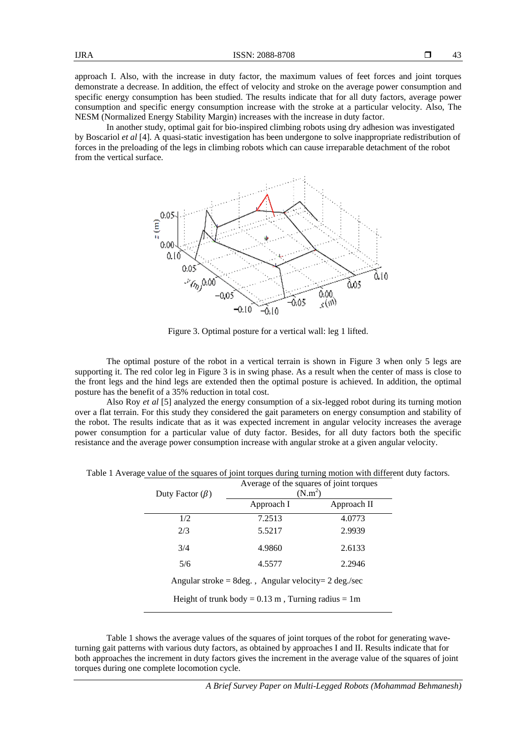approach I. Also, with the increase in duty factor, the maximum values of feet forces and joint torques demonstrate a decrease. In addition, the effect of velocity and stroke on the average power consumption and specific energy consumption has been studied. The results indicate that for all duty factors, average power consumption and specific energy consumption increase with the stroke at a particular velocity. Also, The NESM (Normalized Energy Stability Margin) increases with the increase in duty factor.

In another study, optimal gait for bio-inspired climbing robots using dry adhesion was investigated by Boscariol *et al* [4]. A quasi-static investigation has been undergone to solve inappropriate redistribution of forces in the preloading of the legs in climbing robots which can cause irreparable detachment of the robot from the vertical surface.

Figure 3. Optimal posture for a vertical wall: leg 1 lifted.

The optimal posture of the robot in a vertical terrain is shown in Figure 3 when only 5 legs are supporting it. The red color leg in Figure 3 is in swing phase. As a result when the center of mass is close to the front legs and the hind legs are extended then the optimal posture is achieved. In addition, the optimal posture has the benefit of a 35% reduction in total cost.

Also Roy *et al* [5] analyzed the energy consumption of a six-legged robot during its turning motion over a flat terrain. For this study they considered the gait parameters on energy consumption and stability of the robot. The results indicate that as it was expected increment in angular velocity increases the average power consumption for a particular value of duty factor. Besides, for all duty factors both the specific resistance and the average power consumption increase with angular stroke at a given angular velocity.

Table 1 Average value of the squares of joint torques during turning motion with different duty factors.

| Duty Factor ($\beta$) | Average of the squares of joint torques ($N.m^2$) | |
|---|---|---|
| | Approach I | Approach II |
| 1/2 | 7.2513 | 4.0773 |
| 2/3 | 5.5217 | 2.9939 |
| 3/4 | 4.9860 | 2.6133 |
| 5/6 | 4.5577 | 2.2946 |

Angular stroke = 8deg. , Angular velocity= 2 deg./sec

Height of trunk body = 0.13 m , Turning radius = 1m

Table 1 shows the average values of the squares of joint torques of the robot for generating wave-turning gait patterns with various duty factors, as obtained by approaches I and II. Results indicate that for both approaches the increment in duty factors gives the increment in the average value of the squares of joint torques during one complete locomotion cycle.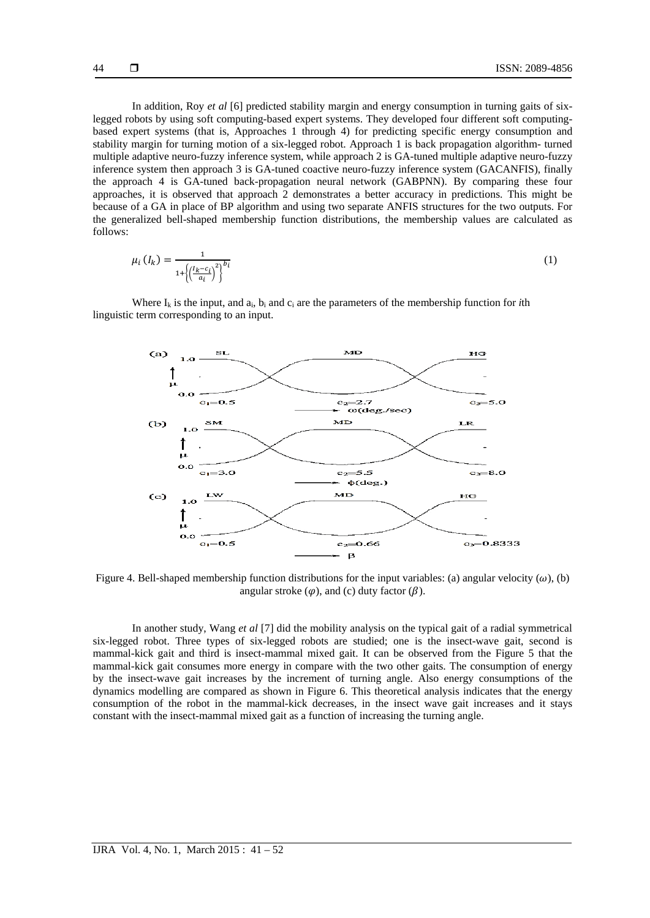In addition, Roy *et al* [6] predicted stability margin and energy consumption in turning gaits of six-legged robots by using soft computing-based expert systems. They developed four different soft computing-based expert systems (that is, Approaches 1 through 4) for predicting specific energy consumption and stability margin for turning motion of a six-legged robot. Approach 1 is back propagation algorithm- turned multiple adaptive neuro-fuzzy inference system, while approach 2 is GA-tuned multiple adaptive neuro-fuzzy inference system then approach 3 is GA-tuned coactive neuro-fuzzy inference system (GACANFIS), finally the approach 4 is GA-tuned back-propagation neural network (GABPNN). By comparing these four approaches, it is observed that approach 2 demonstrates a better accuracy in predictions. This might be because of a GA in place of BP algorithm and using two separate ANFIS structures for the two outputs. For the generalized bell-shaped membership function distributions, the membership values are calculated as follows:

$$\mu_i\,(I_k) = \frac{1}{1+\left\{\left(\frac{I_k-c_i}{a_i}\right)^2\right\}^{b_i}} \tag{1}$$

Where $I_k$ is the input, and $a_i$, $b_i$ and $c_i$ are the parameters of the membership function for *i*th linguistic term corresponding to an input.

Figure 4. Bell-shaped membership function distributions for the input variables: (a) angular velocity ($\omega$), (b) angular stroke ($\varphi$), and (c) duty factor ($\beta$).

In another study, Wang *et al* [7] did the mobility analysis on the typical gait of a radial symmetrical six-legged robot. Three types of six-legged robots are studied; one is the insect-wave gait, second is mammal-kick gait and third is insect-mammal mixed gait. It can be observed from the Figure 5 that the mammal-kick gait consumes more energy in compare with the two other gaits. The consumption of energy by the insect-wave gait increases by the increment of turning angle. Also energy consumptions of the dynamics modelling are compared as shown in Figure 6. This theoretical analysis indicates that the energy consumption of the robot in the mammal-kick decreases, in the insect wave gait increases and it stays constant with the insect-mammal mixed gait as a function of increasing the turning angle.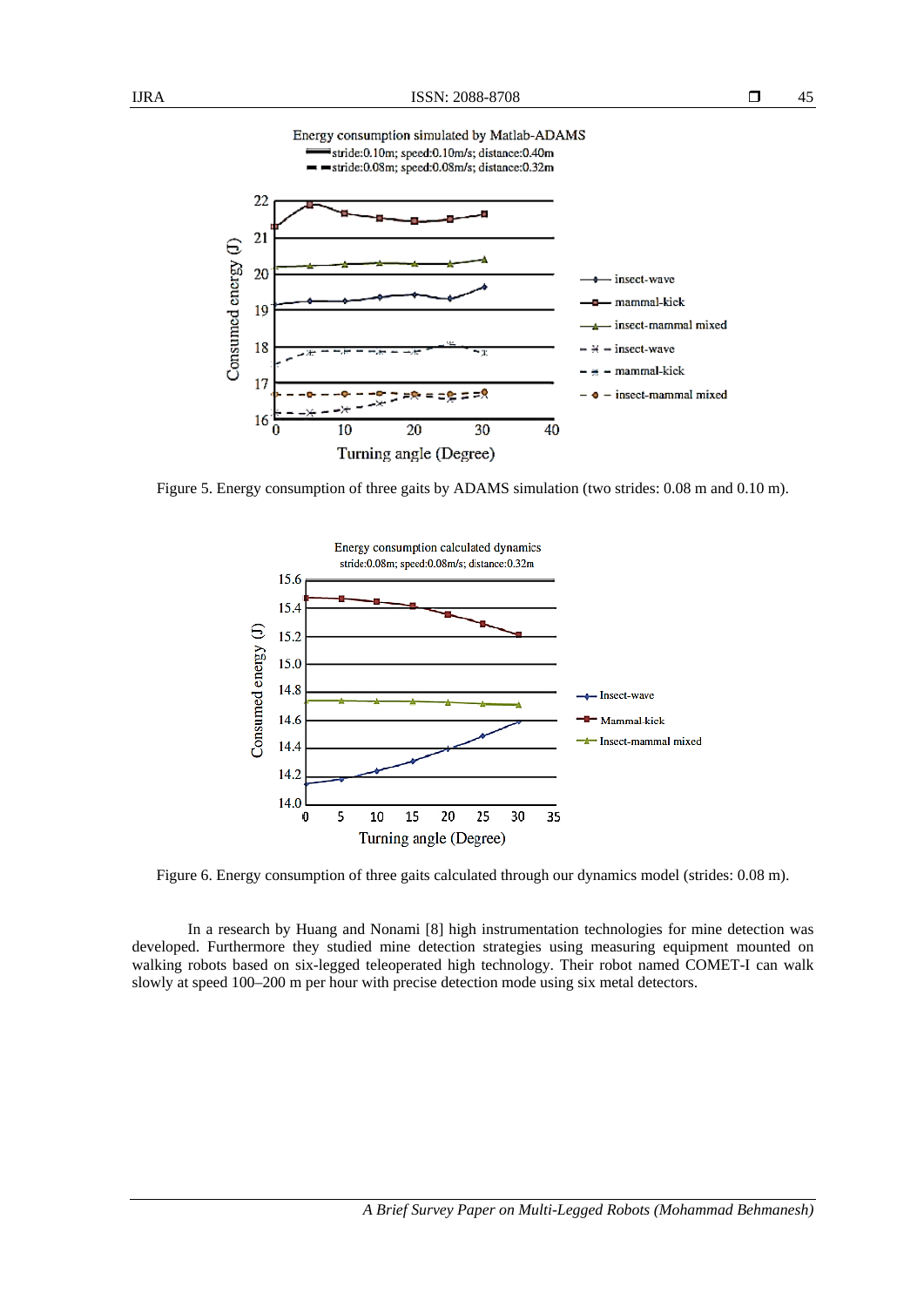Figure 5. Energy consumption of three gaits by ADAMS simulation (two strides: 0.08 m and 0.10 m).

Figure 6. Energy consumption of three gaits calculated through our dynamics model (strides: 0.08 m).

In a research by Huang and Nonami [8] high instrumentation technologies for mine detection was developed. Furthermore they studied mine detection strategies using measuring equipment mounted on walking robots based on six-legged teleoperated high technology. Their robot named COMET-I can walk slowly at speed 100–200 m per hour with precise detection mode using six metal detectors.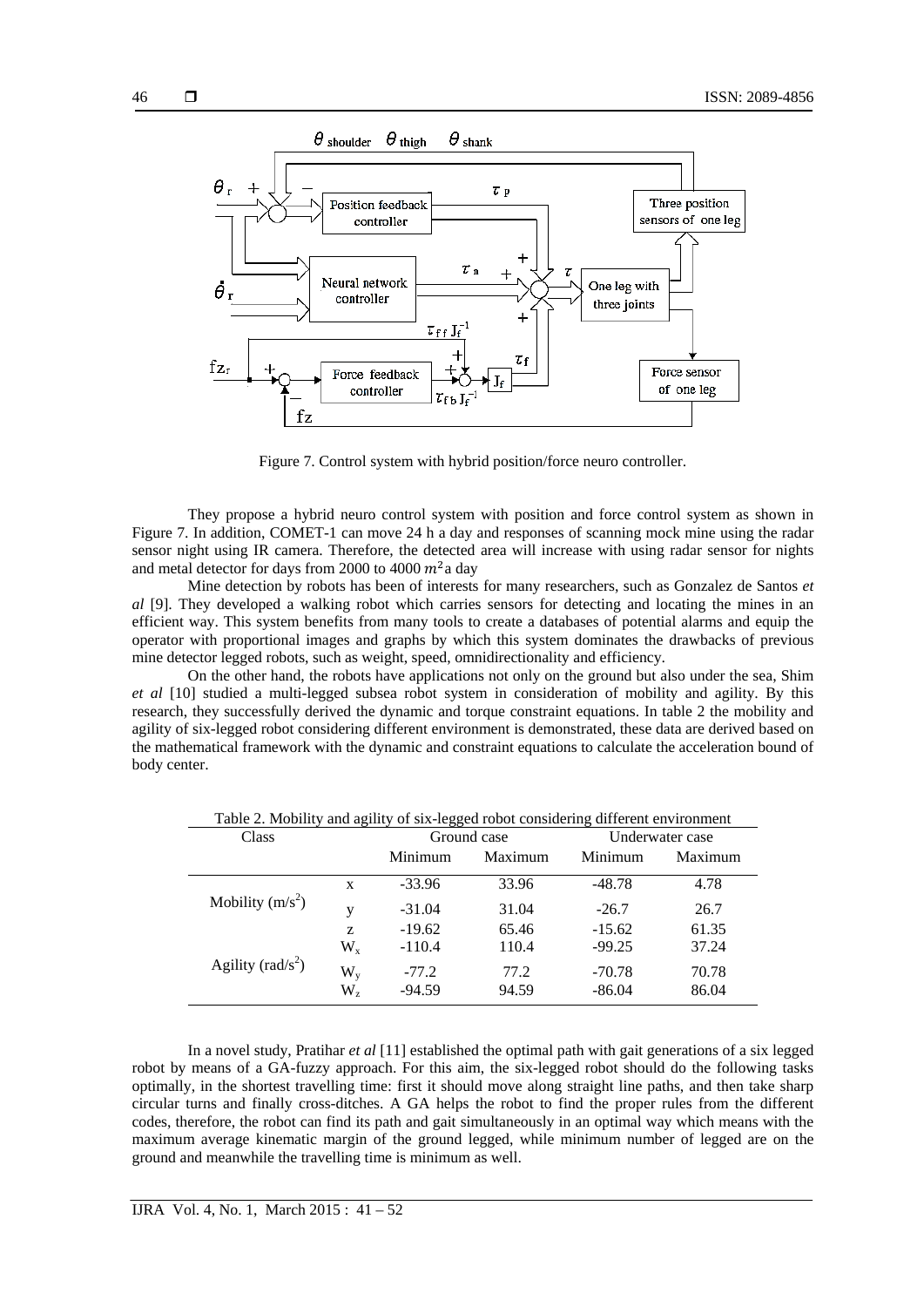Figure 7. Control system with hybrid position/force neuro controller.

They propose a hybrid neuro control system with position and force control system as shown in Figure 7. In addition, COMET-1 can move 24 h a day and responses of scanning mock mine using the radar sensor night using IR camera. Therefore, the detected area will increase with using radar sensor for nights and metal detector for days from 2000 to 4000 $m^2$ a day

Mine detection by robots has been of interests for many researchers, such as Gonzalez de Santos *et al* [9]. They developed a walking robot which carries sensors for detecting and locating the mines in an efficient way. This system benefits from many tools to create a databases of potential alarms and equip the operator with proportional images and graphs by which this system dominates the drawbacks of previous mine detector legged robots, such as weight, speed, omnidirectionality and efficiency.

On the other hand, the robots have applications not only on the ground but also under the sea, Shim *et al* [10] studied a multi-legged subsea robot system in consideration of mobility and agility. By this research, they successfully derived the dynamic and torque constraint equations. In table 2 the mobility and agility of six-legged robot considering different environment is demonstrated, these data are derived based on the mathematical framework with the dynamic and constraint equations to calculate the acceleration bound of body center.

Table 2. Mobility and agility of six-legged robot considering different environment

| Class | | Ground case | | Underwater case | |
|---|---|---|---|---|---|
| | | Minimum | Maximum | Minimum | Maximum |
| Mobility ($m/s^2$) | x | -33.96 | 33.96 | -48.78 | 4.78 |
| | y | -31.04 | 31.04 | -26.7 | 26.7 |
| | z | -19.62 | 65.46 | -15.62 | 61.35 |
| Agility ($rad/s^2$) | $W_x$ | -110.4 | 110.4 | -99.25 | 37.24 |
| | $W_y$ | -77.2 | 77.2 | -70.78 | 70.78 |
| | $W_z$ | -94.59 | 94.59 | -86.04 | 86.04 |

In a novel study, Pratihar *et al* [11] established the optimal path with gait generations of a six legged robot by means of a GA-fuzzy approach. For this aim, the six-legged robot should do the following tasks optimally, in the shortest travelling time: first it should move along straight line paths, and then take sharp circular turns and finally cross-ditches. A GA helps the robot to find the proper rules from the different codes, therefore, the robot can find its path and gait simultaneously in an optimal way which means with the maximum average kinematic margin of the ground legged, while minimum number of legged are on the ground and meanwhile the travelling time is minimum as well.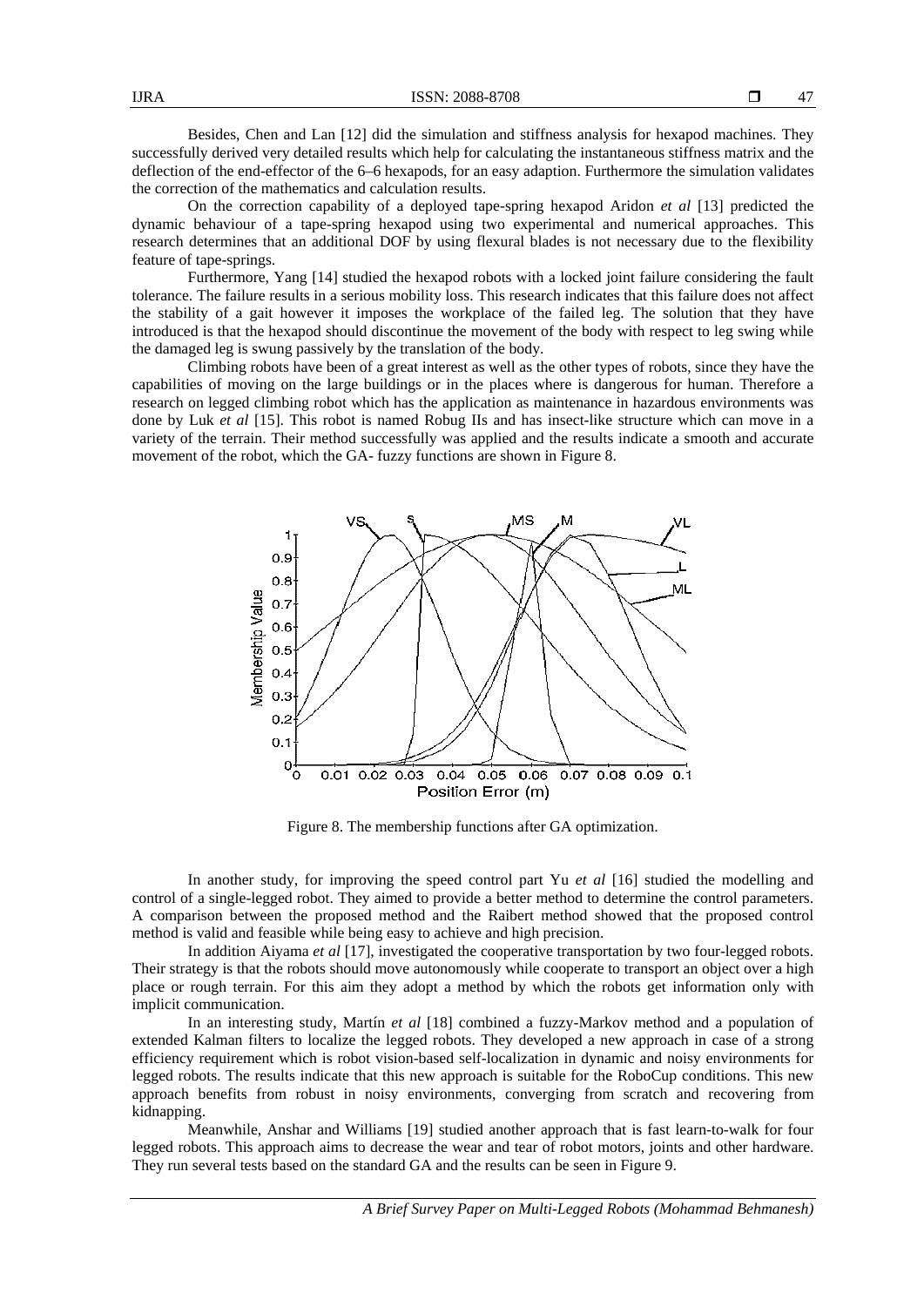Besides, Chen and Lan [12] did the simulation and stiffness analysis for hexapod machines. They successfully derived very detailed results which help for calculating the instantaneous stiffness matrix and the deflection of the end-effector of the 6–6 hexapods, for an easy adaption. Furthermore the simulation validates the correction of the mathematics and calculation results.

On the correction capability of a deployed tape-spring hexapod Aridon *et al* [13] predicted the dynamic behaviour of a tape-spring hexapod using two experimental and numerical approaches. This research determines that an additional DOF by using flexural blades is not necessary due to the flexibility feature of tape-springs.

Furthermore, Yang [14] studied the hexapod robots with a locked joint failure considering the fault tolerance. The failure results in a serious mobility loss. This research indicates that this failure does not affect the stability of a gait however it imposes the workplace of the failed leg. The solution that they have introduced is that the hexapod should discontinue the movement of the body with respect to leg swing while the damaged leg is swung passively by the translation of the body.

Climbing robots have been of a great interest as well as the other types of robots, since they have the capabilities of moving on the large buildings or in the places where is dangerous for human. Therefore a research on legged climbing robot which has the application as maintenance in hazardous environments was done by Luk *et al* [15]. This robot is named Robug IIs and has insect-like structure which can move in a variety of the terrain. Their method successfully was applied and the results indicate a smooth and accurate movement of the robot, which the GA- fuzzy functions are shown in Figure 8.

Figure 8. The membership functions after GA optimization.

In another study, for improving the speed control part Yu *et al* [16] studied the modelling and control of a single-legged robot. They aimed to provide a better method to determine the control parameters. A comparison between the proposed method and the Raibert method showed that the proposed control method is valid and feasible while being easy to achieve and high precision.

In addition Aiyama *et al* [17], investigated the cooperative transportation by two four-legged robots. Their strategy is that the robots should move autonomously while cooperate to transport an object over a high place or rough terrain. For this aim they adopt a method by which the robots get information only with implicit communication.

In an interesting study, Martín *et al* [18] combined a fuzzy-Markov method and a population of extended Kalman filters to localize the legged robots. They developed a new approach in case of a strong efficiency requirement which is robot vision-based self-localization in dynamic and noisy environments for legged robots. The results indicate that this new approach is suitable for the RoboCup conditions. This new approach benefits from robust in noisy environments, converging from scratch and recovering from kidnapping.

Meanwhile, Anshar and Williams [19] studied another approach that is fast learn-to-walk for four legged robots. This approach aims to decrease the wear and tear of robot motors, joints and other hardware. They run several tests based on the standard GA and the results can be seen in Figure 9.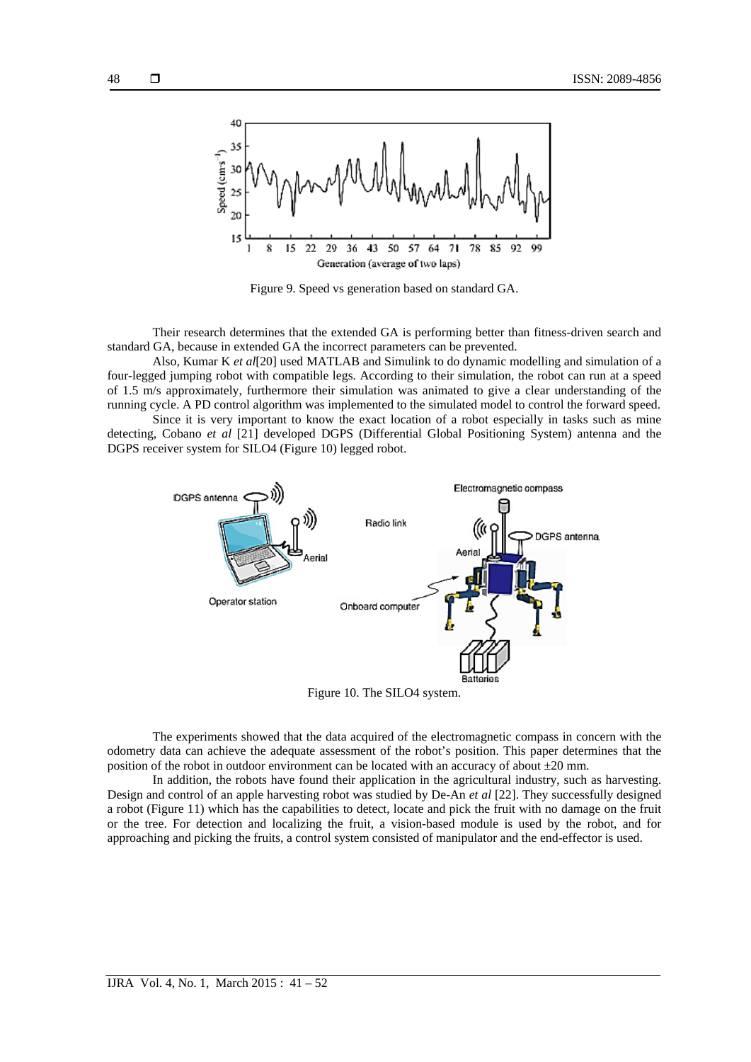Figure 9. Speed vs generation based on standard GA.

Their research determines that the extended GA is performing better than fitness-driven search and standard GA, because in extended GA the incorrect parameters can be prevented.

Also, Kumar K *et al*[20] used MATLAB and Simulink to do dynamic modelling and simulation of a four-legged jumping robot with compatible legs. According to their simulation, the robot can run at a speed of 1.5 m/s approximately, furthermore their simulation was animated to give a clear understanding of the running cycle. A PD control algorithm was implemented to the simulated model to control the forward speed.

Since it is very important to know the exact location of a robot especially in tasks such as mine detecting, Cobano *et al* [21] developed DGPS (Differential Global Positioning System) antenna and the DGPS receiver system for SILO4 (Figure 10) legged robot.

Figure 10. The SILO4 system.

The experiments showed that the data acquired of the electromagnetic compass in concern with the odometry data can achieve the adequate assessment of the robot's position. This paper determines that the position of the robot in outdoor environment can be located with an accuracy of about ±20 mm.

In addition, the robots have found their application in the agricultural industry, such as harvesting. Design and control of an apple harvesting robot was studied by De-An *et al* [22]. They successfully designed a robot (Figure 11) which has the capabilities to detect, locate and pick the fruit with no damage on the fruit or the tree. For detection and localizing the fruit, a vision-based module is used by the robot, and for approaching and picking the fruits, a control system consisted of manipulator and the end-effector is used.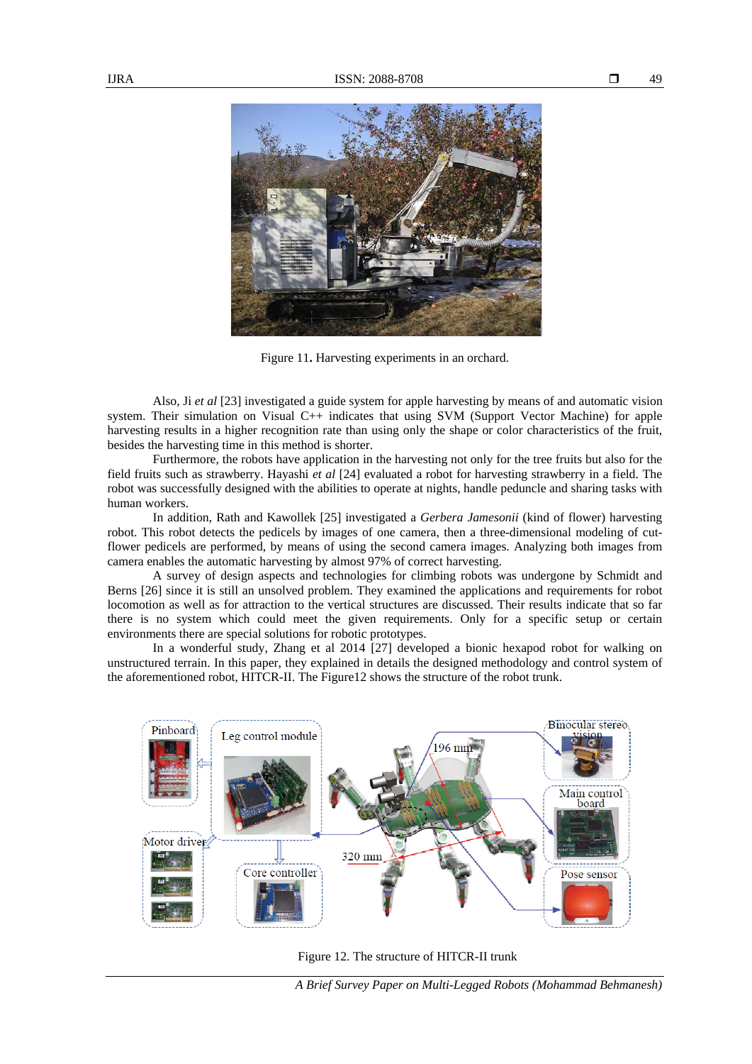Figure 11. Harvesting experiments in an orchard.

Also, Ji *et al* [23] investigated a guide system for apple harvesting by means of and automatic vision system. Their simulation on Visual C++ indicates that using SVM (Support Vector Machine) for apple harvesting results in a higher recognition rate than using only the shape or color characteristics of the fruit, besides the harvesting time in this method is shorter.

Furthermore, the robots have application in the harvesting not only for the tree fruits but also for the field fruits such as strawberry. Hayashi *et al* [24] evaluated a robot for harvesting strawberry in a field. The robot was successfully designed with the abilities to operate at nights, handle peduncle and sharing tasks with human workers.

In addition, Rath and Kawollek [25] investigated a *Gerbera Jamesonii* (kind of flower) harvesting robot. This robot detects the pedicels by images of one camera, then a three-dimensional modeling of cut-flower pedicels are performed, by means of using the second camera images. Analyzing both images from camera enables the automatic harvesting by almost 97% of correct harvesting.

A survey of design aspects and technologies for climbing robots was undergone by Schmidt and Berns [26] since it is still an unsolved problem. They examined the applications and requirements for robot locomotion as well as for attraction to the vertical structures are discussed. Their results indicate that so far there is no system which could meet the given requirements. Only for a specific setup or certain environments there are special solutions for robotic prototypes.

In a wonderful study, Zhang et al 2014 [27] developed a bionic hexapod robot for walking on unstructured terrain. In this paper, they explained in details the designed methodology and control system of the aforementioned robot, HITCR-II. The Figure12 shows the structure of the robot trunk.

Figure 12. The structure of HITCR-II trunk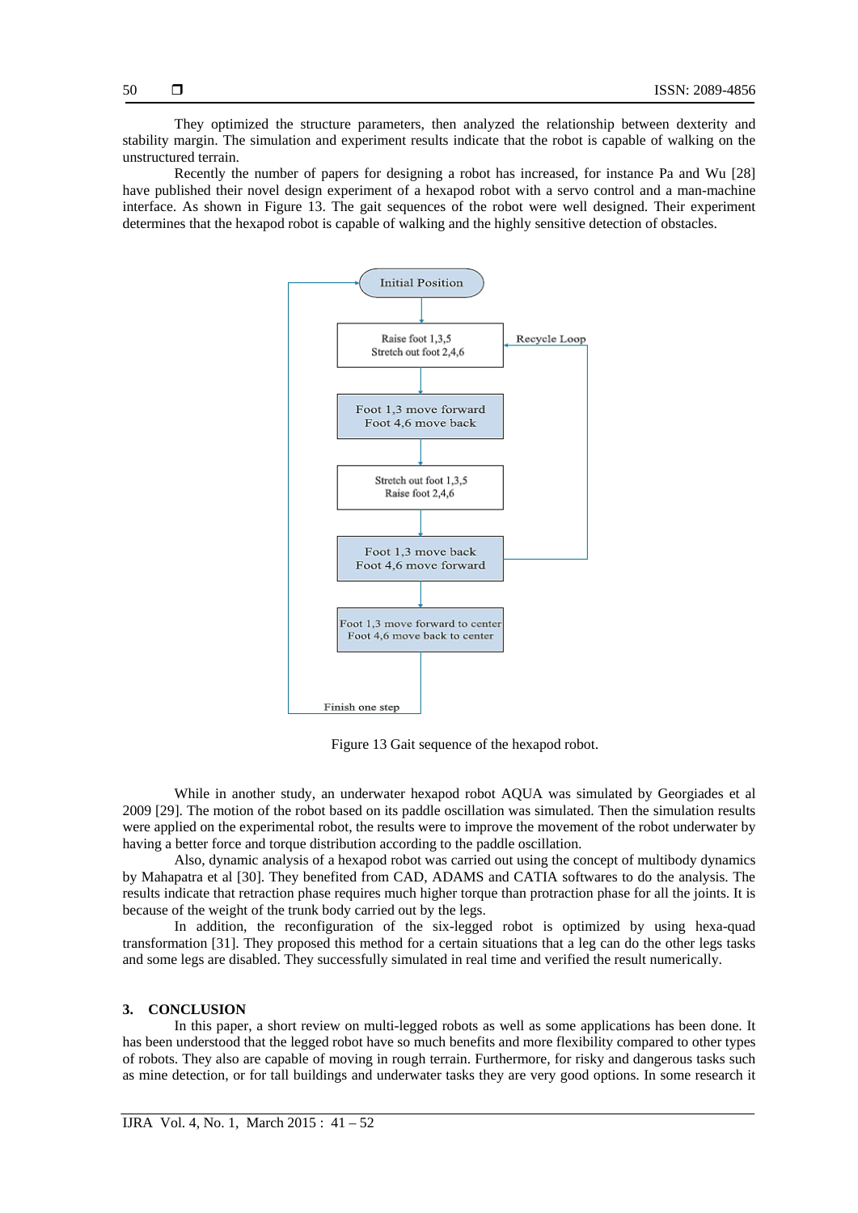They optimized the structure parameters, then analyzed the relationship between dexterity and stability margin. The simulation and experiment results indicate that the robot is capable of walking on the unstructured terrain.

Recently the number of papers for designing a robot has increased, for instance Pa and Wu [28] have published their novel design experiment of a hexapod robot with a servo control and a man-machine interface. As shown in Figure 13. The gait sequences of the robot were well designed. Their experiment determines that the hexapod robot is capable of walking and the highly sensitive detection of obstacles.

Initial Position

Raise foot 1,3,5
Stretch out foot 2,4,6

Recycle Loop

Foot 1,3 move forward
Foot 4,6 move back

Stretch out foot 1,3,5
Raise foot 2,4,6

Foot 1,3 move back
Foot 4,6 move forward

Foot 1,3 move forward to center
Foot 4,6 move back to center

Finish one step

Figure 13 Gait sequence of the hexapod robot.

While in another study, an underwater hexapod robot AQUA was simulated by Georgiades et al 2009 [29]. The motion of the robot based on its paddle oscillation was simulated. Then the simulation results were applied on the experimental robot, the results were to improve the movement of the robot underwater by having a better force and torque distribution according to the paddle oscillation.

Also, dynamic analysis of a hexapod robot was carried out using the concept of multibody dynamics by Mahapatra et al [30]. They benefited from CAD, ADAMS and CATIA softwares to do the analysis. The results indicate that retraction phase requires much higher torque than protraction phase for all the joints. It is because of the weight of the trunk body carried out by the legs.

In addition, the reconfiguration of the six-legged robot is optimized by using hexa-quad transformation [31]. They proposed this method for a certain situations that a leg can do the other legs tasks and some legs are disabled. They successfully simulated in real time and verified the result numerically.

## 3. CONCLUSION

In this paper, a short review on multi-legged robots as well as some applications has been done. It has been understood that the legged robot have so much benefits and more flexibility compared to other types of robots. They also are capable of moving in rough terrain. Furthermore, for risky and dangerous tasks such as mine detection, or for tall buildings and underwater tasks they are very good options. In some research it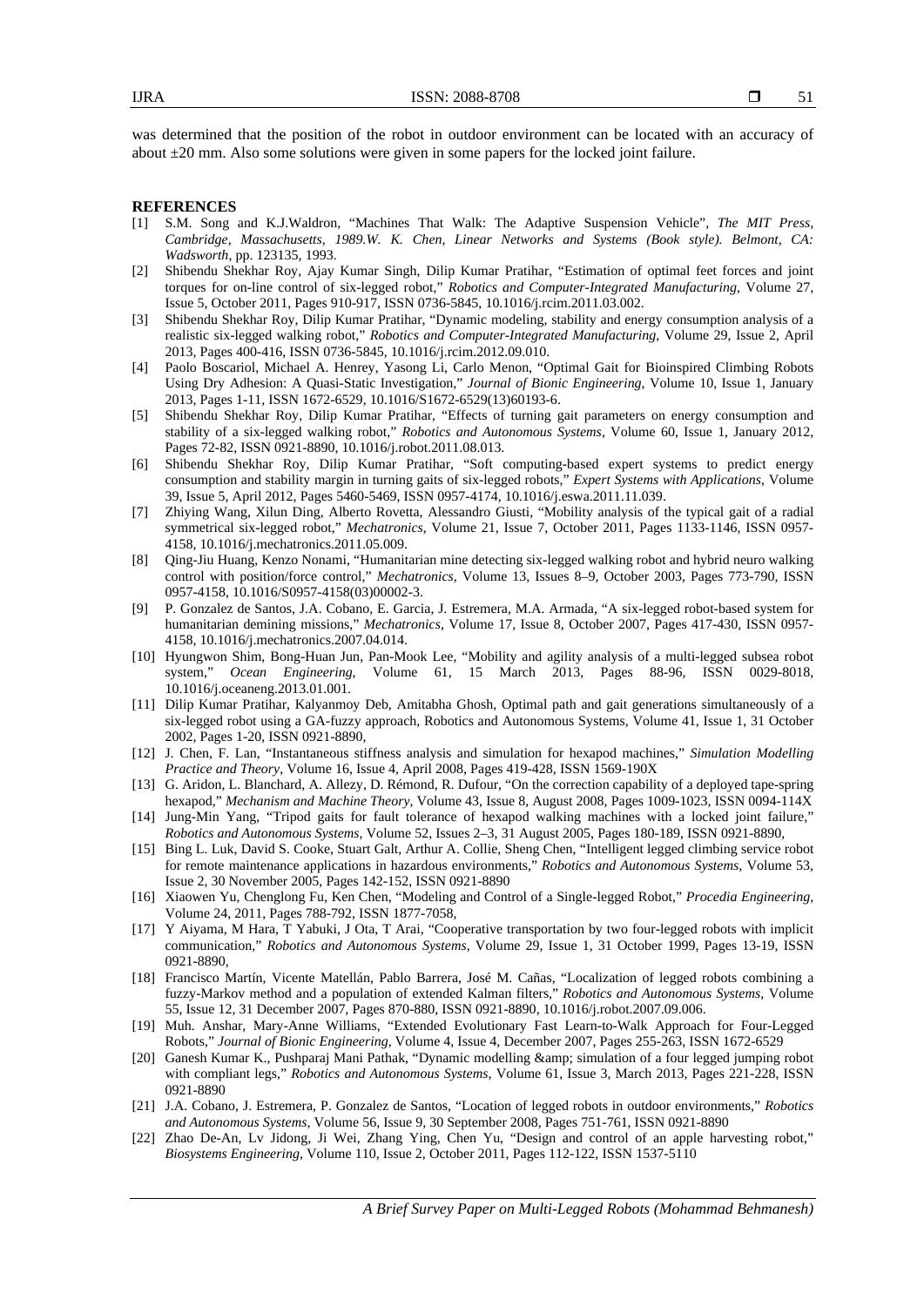was determined that the position of the robot in outdoor environment can be located with an accuracy of about ±20 mm. Also some solutions were given in some papers for the locked joint failure.

**REFERENCES**

[1] S.M. Song and K.J.Waldron, "Machines That Walk: The Adaptive Suspension Vehicle", *The MIT Press, Cambridge, Massachusetts, 1989.W. K. Chen, Linear Networks and Systems (Book style). Belmont, CA: Wadsworth*, pp. 123135, 1993.

[2] Shibendu Shekhar Roy, Ajay Kumar Singh, Dilip Kumar Pratihar, "Estimation of optimal feet forces and joint torques for on-line control of six-legged robot," *Robotics and Computer-Integrated Manufacturing*, Volume 27, Issue 5, October 2011, Pages 910-917, ISSN 0736-5845, 10.1016/j.rcim.2011.03.002.

[3] Shibendu Shekhar Roy, Dilip Kumar Pratihar, "Dynamic modeling, stability and energy consumption analysis of a realistic six-legged walking robot," *Robotics and Computer-Integrated Manufacturing*, Volume 29, Issue 2, April 2013, Pages 400-416, ISSN 0736-5845, 10.1016/j.rcim.2012.09.010.

[4] Paolo Boscariol, Michael A. Henrey, Yasong Li, Carlo Menon, "Optimal Gait for Bioinspired Climbing Robots Using Dry Adhesion: A Quasi-Static Investigation," *Journal of Bionic Engineering*, Volume 10, Issue 1, January 2013, Pages 1-11, ISSN 1672-6529, 10.1016/S1672-6529(13)60193-6.

[5] Shibendu Shekhar Roy, Dilip Kumar Pratihar, "Effects of turning gait parameters on energy consumption and stability of a six-legged walking robot," *Robotics and Autonomous Systems*, Volume 60, Issue 1, January 2012, Pages 72-82, ISSN 0921-8890, 10.1016/j.robot.2011.08.013.

[6] Shibendu Shekhar Roy, Dilip Kumar Pratihar, "Soft computing-based expert systems to predict energy consumption and stability margin in turning gaits of six-legged robots," *Expert Systems with Applications*, Volume 39, Issue 5, April 2012, Pages 5460-5469, ISSN 0957-4174, 10.1016/j.eswa.2011.11.039.

[7] Zhiying Wang, Xilun Ding, Alberto Rovetta, Alessandro Giusti, "Mobility analysis of the typical gait of a radial symmetrical six-legged robot," *Mechatronics*, Volume 21, Issue 7, October 2011, Pages 1133-1146, ISSN 0957-4158, 10.1016/j.mechatronics.2011.05.009.

[8] Qing-Jiu Huang, Kenzo Nonami, "Humanitarian mine detecting six-legged walking robot and hybrid neuro walking control with position/force control," *Mechatronics*, Volume 13, Issues 8–9, October 2003, Pages 773-790, ISSN 0957-4158, 10.1016/S0957-4158(03)00002-3.

[9] P. Gonzalez de Santos, J.A. Cobano, E. Garcia, J. Estremera, M.A. Armada, "A six-legged robot-based system for humanitarian demining missions," *Mechatronics*, Volume 17, Issue 8, October 2007, Pages 417-430, ISSN 0957-4158, 10.1016/j.mechatronics.2007.04.014.

[10] Hyungwon Shim, Bong-Huan Jun, Pan-Mook Lee, "Mobility and agility analysis of a multi-legged subsea robot system," *Ocean Engineering*, Volume 61, 15 March 2013, Pages 88-96, ISSN 0029-8018, 10.1016/j.oceaneng.2013.01.001.

[11] Dilip Kumar Pratihar, Kalyanmoy Deb, Amitabha Ghosh, Optimal path and gait generations simultaneously of a six-legged robot using a GA-fuzzy approach, Robotics and Autonomous Systems, Volume 41, Issue 1, 31 October 2002, Pages 1-20, ISSN 0921-8890,

[12] J. Chen, F. Lan, "Instantaneous stiffness analysis and simulation for hexapod machines," *Simulation Modelling Practice and Theory*, Volume 16, Issue 4, April 2008, Pages 419-428, ISSN 1569-190X

[13] G. Aridon, L. Blanchard, A. Allezy, D. Rémond, R. Dufour, "On the correction capability of a deployed tape-spring hexapod," *Mechanism and Machine Theory*, Volume 43, Issue 8, August 2008, Pages 1009-1023, ISSN 0094-114X

[14] Jung-Min Yang, "Tripod gaits for fault tolerance of hexapod walking machines with a locked joint failure," *Robotics and Autonomous Systems*, Volume 52, Issues 2–3, 31 August 2005, Pages 180-189, ISSN 0921-8890,

[15] Bing L. Luk, David S. Cooke, Stuart Galt, Arthur A. Collie, Sheng Chen, "Intelligent legged climbing service robot for remote maintenance applications in hazardous environments," *Robotics and Autonomous Systems*, Volume 53, Issue 2, 30 November 2005, Pages 142-152, ISSN 0921-8890

[16] Xiaowen Yu, Chenglong Fu, Ken Chen, "Modeling and Control of a Single-legged Robot," *Procedia Engineering*, Volume 24, 2011, Pages 788-792, ISSN 1877-7058,

[17] Y Aiyama, M Hara, T Yabuki, J Ota, T Arai, "Cooperative transportation by two four-legged robots with implicit communication," *Robotics and Autonomous Systems*, Volume 29, Issue 1, 31 October 1999, Pages 13-19, ISSN 0921-8890,

[18] Francisco Martín, Vicente Matellán, Pablo Barrera, José M. Cañas, "Localization of legged robots combining a fuzzy-Markov method and a population of extended Kalman filters," *Robotics and Autonomous Systems*, Volume 55, Issue 12, 31 December 2007, Pages 870-880, ISSN 0921-8890, 10.1016/j.robot.2007.09.006.

[19] Muh. Anshar, Mary-Anne Williams, "Extended Evolutionary Fast Learn-to-Walk Approach for Four-Legged Robots," *Journal of Bionic Engineering*, Volume 4, Issue 4, December 2007, Pages 255-263, ISSN 1672-6529

[20] Ganesh Kumar K., Pushparaj Mani Pathak, "Dynamic modelling &amp; simulation of a four legged jumping robot with compliant legs," *Robotics and Autonomous Systems*, Volume 61, Issue 3, March 2013, Pages 221-228, ISSN 0921-8890

[21] J.A. Cobano, J. Estremera, P. Gonzalez de Santos, "Location of legged robots in outdoor environments," *Robotics and Autonomous Systems*, Volume 56, Issue 9, 30 September 2008, Pages 751-761, ISSN 0921-8890

[22] Zhao De-An, Lv Jidong, Ji Wei, Zhang Ying, Chen Yu, "Design and control of an apple harvesting robot," *Biosystems Engineering*, Volume 110, Issue 2, October 2011, Pages 112-122, ISSN 1537-5110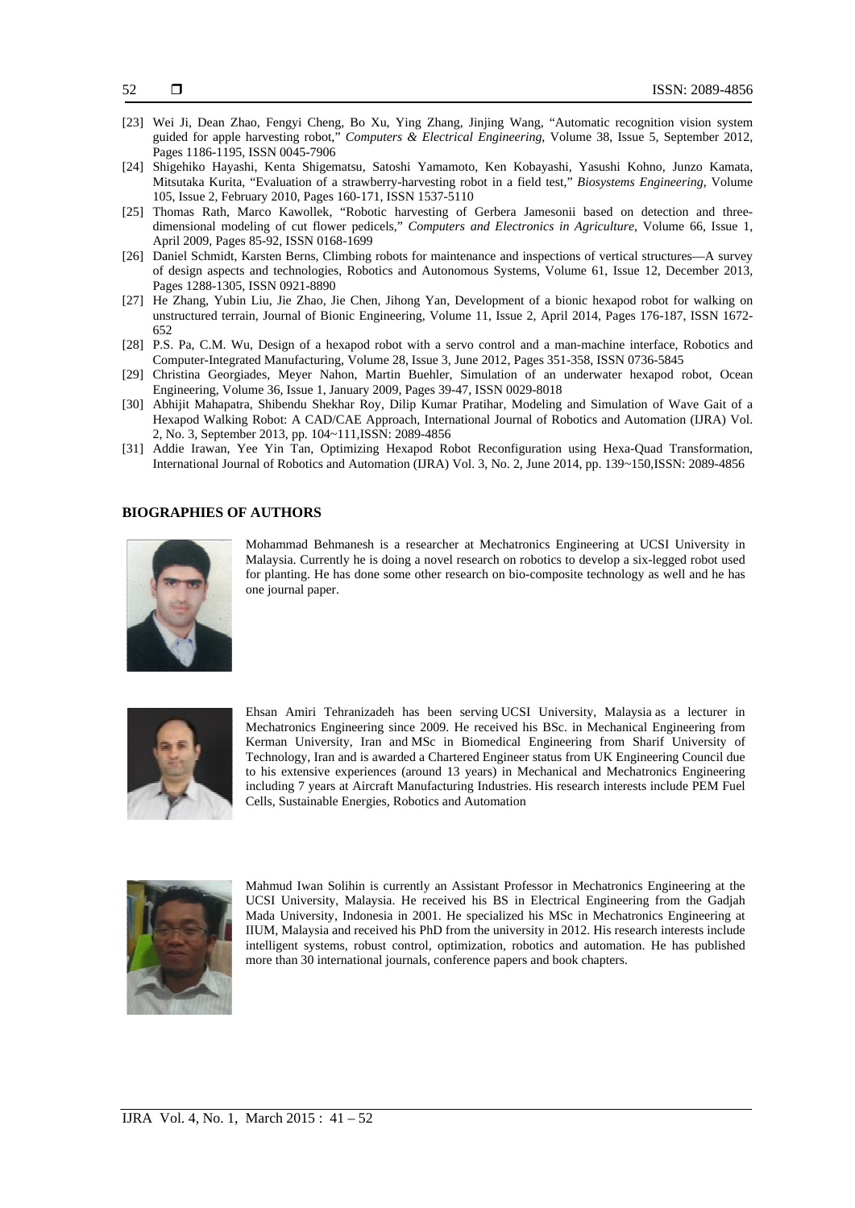[23] Wei Ji, Dean Zhao, Fengyi Cheng, Bo Xu, Ying Zhang, Jinjing Wang, "Automatic recognition vision system guided for apple harvesting robot," *Computers & Electrical Engineering*, Volume 38, Issue 5, September 2012, Pages 1186-1195, ISSN 0045-7906

[24] Shigehiko Hayashi, Kenta Shigematsu, Satoshi Yamamoto, Ken Kobayashi, Yasushi Kohno, Junzo Kamata, Mitsutaka Kurita, "Evaluation of a strawberry-harvesting robot in a field test," *Biosystems Engineering*, Volume 105, Issue 2, February 2010, Pages 160-171, ISSN 1537-5110

[25] Thomas Rath, Marco Kawollek, "Robotic harvesting of Gerbera Jamesonii based on detection and three-dimensional modeling of cut flower pedicels," *Computers and Electronics in Agriculture*, Volume 66, Issue 1, April 2009, Pages 85-92, ISSN 0168-1699

[26] Daniel Schmidt, Karsten Berns, Climbing robots for maintenance and inspections of vertical structures—A survey of design aspects and technologies, Robotics and Autonomous Systems, Volume 61, Issue 12, December 2013, Pages 1288-1305, ISSN 0921-8890

[27] He Zhang, Yubin Liu, Jie Zhao, Jie Chen, Jihong Yan, Development of a bionic hexapod robot for walking on unstructured terrain, Journal of Bionic Engineering, Volume 11, Issue 2, April 2014, Pages 176-187, ISSN 1672-652

[28] P.S. Pa, C.M. Wu, Design of a hexapod robot with a servo control and a man-machine interface, Robotics and Computer-Integrated Manufacturing, Volume 28, Issue 3, June 2012, Pages 351-358, ISSN 0736-5845

[29] Christina Georgiades, Meyer Nahon, Martin Buehler, Simulation of an underwater hexapod robot, Ocean Engineering, Volume 36, Issue 1, January 2009, Pages 39-47, ISSN 0029-8018

[30] Abhijit Mahapatra, Shibendu Shekhar Roy, Dilip Kumar Pratihar, Modeling and Simulation of Wave Gait of a Hexapod Walking Robot: A CAD/CAE Approach, International Journal of Robotics and Automation (IJRA) Vol. 2, No. 3, September 2013, pp. 104~111,ISSN: 2089-4856

[31] Addie Irawan, Yee Yin Tan, Optimizing Hexapod Robot Reconfiguration using Hexa-Quad Transformation, International Journal of Robotics and Automation (IJRA) Vol. 3, No. 2, June 2014, pp. 139~150,ISSN: 2089-4856

**BIOGRAPHIES OF AUTHORS**

Mohammad Behmanesh is a researcher at Mechatronics Engineering at UCSI University in Malaysia. Currently he is doing a novel research on robotics to develop a six-legged robot used for planting. He has done some other research on bio-composite technology as well and he has one journal paper.

Ehsan Amiri Tehranizadeh has been serving UCSI University, Malaysia as a lecturer in Mechatronics Engineering since 2009. He received his BSc. in Mechanical Engineering from Kerman University, Iran and MSc in Biomedical Engineering from Sharif University of Technology, Iran and is awarded a Chartered Engineer status from UK Engineering Council due to his extensive experiences (around 13 years) in Mechanical and Mechatronics Engineering including 7 years at Aircraft Manufacturing Industries. His research interests include PEM Fuel Cells, Sustainable Energies, Robotics and Automation

Mahmud Iwan Solihin is currently an Assistant Professor in Mechatronics Engineering at the UCSI University, Malaysia. He received his BS in Electrical Engineering from the Gadjah Mada University, Indonesia in 2001. He specialized his MSc in Mechatronics Engineering at IIUM, Malaysia and received his PhD from the university in 2012. His research interests include intelligent systems, robust control, optimization, robotics and automation. He has published more than 30 international journals, conference papers and book chapters.